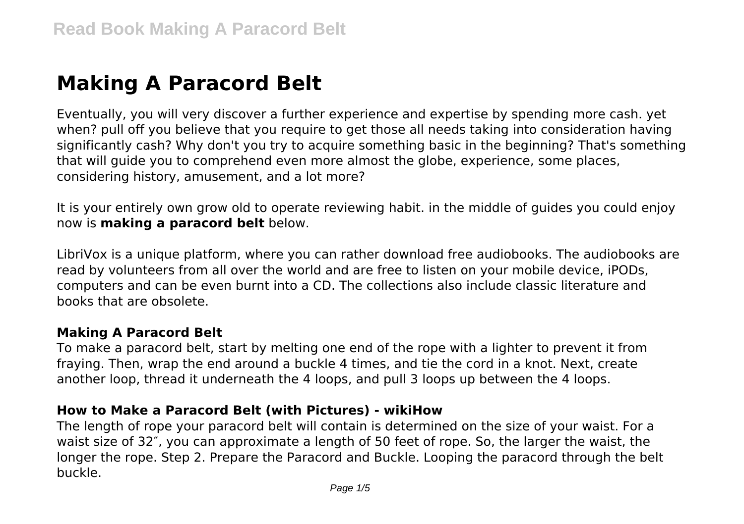# Making A Paracord Belt

Eventually, you will very discover a further experience and expertise by spending more cash. yet when? pull off you believe that you require to get those all needs taking into consideration having significantly cash? Why don't you try to acquire something basic in the beginning? That's something that will guide you to comprehend even more almost the globe, experience, some places, considering history, amusement, and a lot more?

It is your entirely own grow old to operate reviewing habit. in the middle of guides you could enjoy now is **making a paracord belt** below.

LibriVox is a unique platform, where you can rather download free audiobooks. The audiobooks are read by volunteers from all over the world and are free to listen on your mobile device, iPODs, computers and can be even burnt into a CD. The collections also include classic literature and books that are obsolete.

### Making A Paracord Belt

To make a paracord belt, start by melting one end of the rope with a lighter to prevent it from fraying. Then, wrap the end around a buckle 4 times, and tie the cord in a knot. Next, create another loop, thread it underneath the 4 loops, and pull 3 loops up between the 4 loops.

### How to Make a Paracord Belt (with Pictures) - wikiHow

The length of rope your paracord belt will contain is determined on the size of your waist. For a waist size of 32″, you can approximate a length of 50 feet of rope. So, the larger the waist, the longer the rope. Step 2. Prepare the Paracord and Buckle. Looping the paracord through the belt buckle.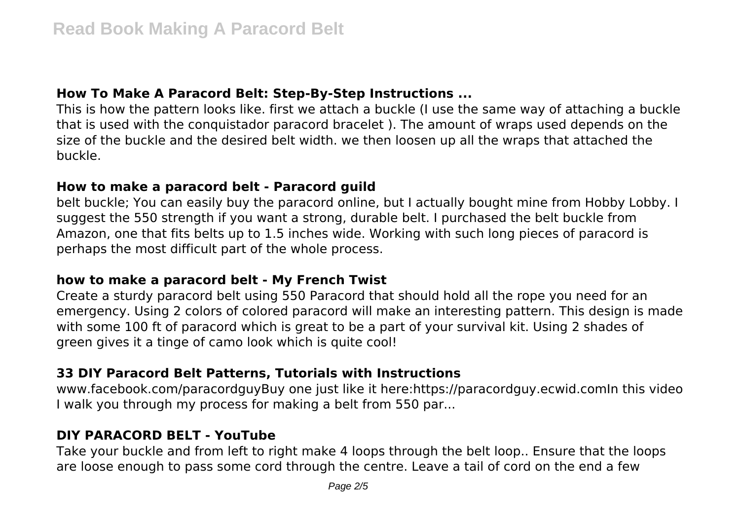### How To Make A Paracord Belt: Step-By-Step Instructions ...

This is how the pattern looks like. first we attach a buckle (I use the same way of attaching a buckle that is used with the conquistador paracord bracelet ). The amount of wraps used depends on the size of the buckle and the desired belt width. we then loosen up all the wraps that attached the buckle.

### How to make a paracord belt - Paracord guild

belt buckle; You can easily buy the paracord online, but I actually bought mine from Hobby Lobby. I suggest the 550 strength if you want a strong, durable belt. I purchased the belt buckle from Amazon, one that fits belts up to 1.5 inches wide. Working with such long pieces of paracord is perhaps the most difficult part of the whole process.

### how to make a paracord belt - My French Twist

Create a sturdy paracord belt using 550 Paracord that should hold all the rope you need for an emergency. Using 2 colors of colored paracord will make an interesting pattern. This design is made with some 100 ft of paracord which is great to be a part of your survival kit. Using 2 shades of green gives it a tinge of camo look which is quite cool!

### 33 DIY Paracord Belt Patterns, Tutorials with Instructions

www.facebook.com/paracordguyBuy one just like it here:https://paracordguy.ecwid.comIn this video I walk you through my process for making a belt from 550 par...

### DIY PARACORD BELT - YouTube

Take your buckle and from left to right make 4 loops through the belt loop.. Ensure that the loops are loose enough to pass some cord through the centre. Leave a tail of cord on the end a few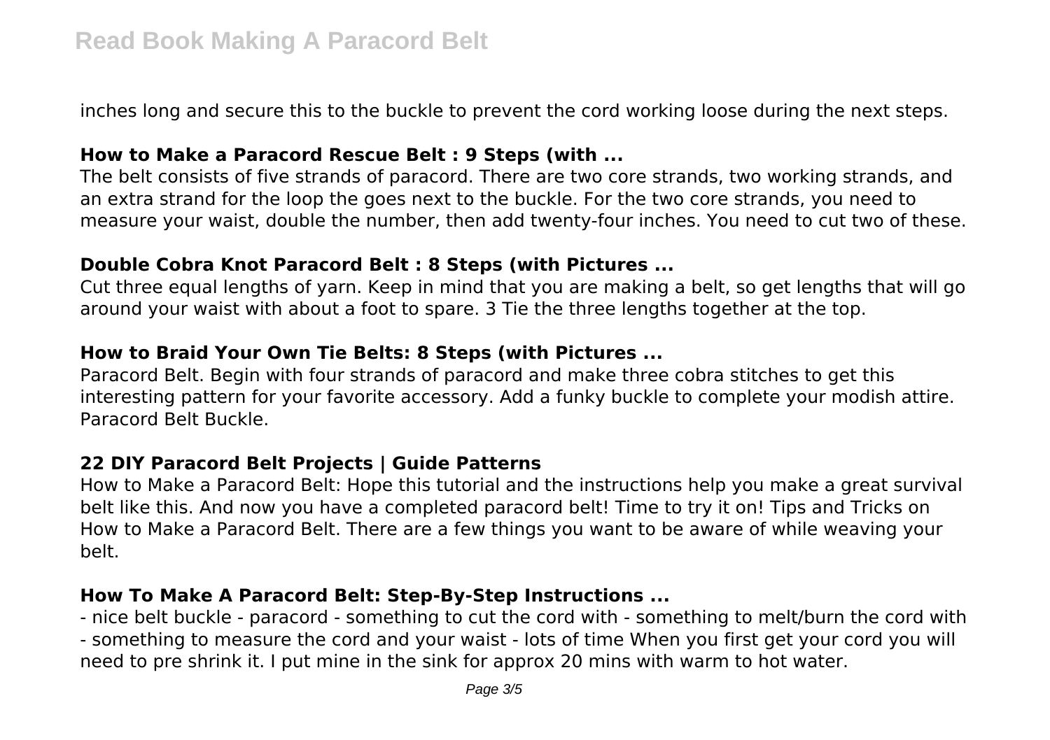inches long and secure this to the buckle to prevent the cord working loose during the next steps.

### How to Make a Paracord Rescue Belt : 9 Steps (with ...

The belt consists of five strands of paracord. There are two core strands, two working strands, and an extra strand for the loop the goes next to the buckle. For the two core strands, you need to measure your waist, double the number, then add twenty-four inches. You need to cut two of these.

### Double Cobra Knot Paracord Belt : 8 Steps (with Pictures ...

Cut three equal lengths of yarn. Keep in mind that you are making a belt, so get lengths that will go around your waist with about a foot to spare. 3 Tie the three lengths together at the top.

### How to Braid Your Own Tie Belts: 8 Steps (with Pictures ...

Paracord Belt. Begin with four strands of paracord and make three cobra stitches to get this interesting pattern for your favorite accessory. Add a funky buckle to complete your modish attire. Paracord Belt Buckle.

### 22 DIY Paracord Belt Projects | Guide Patterns

How to Make a Paracord Belt: Hope this tutorial and the instructions help you make a great survival belt like this. And now you have a completed paracord belt! Time to try it on! Tips and Tricks on How to Make a Paracord Belt. There are a few things you want to be aware of while weaving your belt.

### How To Make A Paracord Belt: Step-By-Step Instructions ...

- nice belt buckle - paracord - something to cut the cord with - something to melt/burn the cord with - something to measure the cord and your waist - lots of time When you first get your cord you will need to pre shrink it. I put mine in the sink for approx 20 mins with warm to hot water.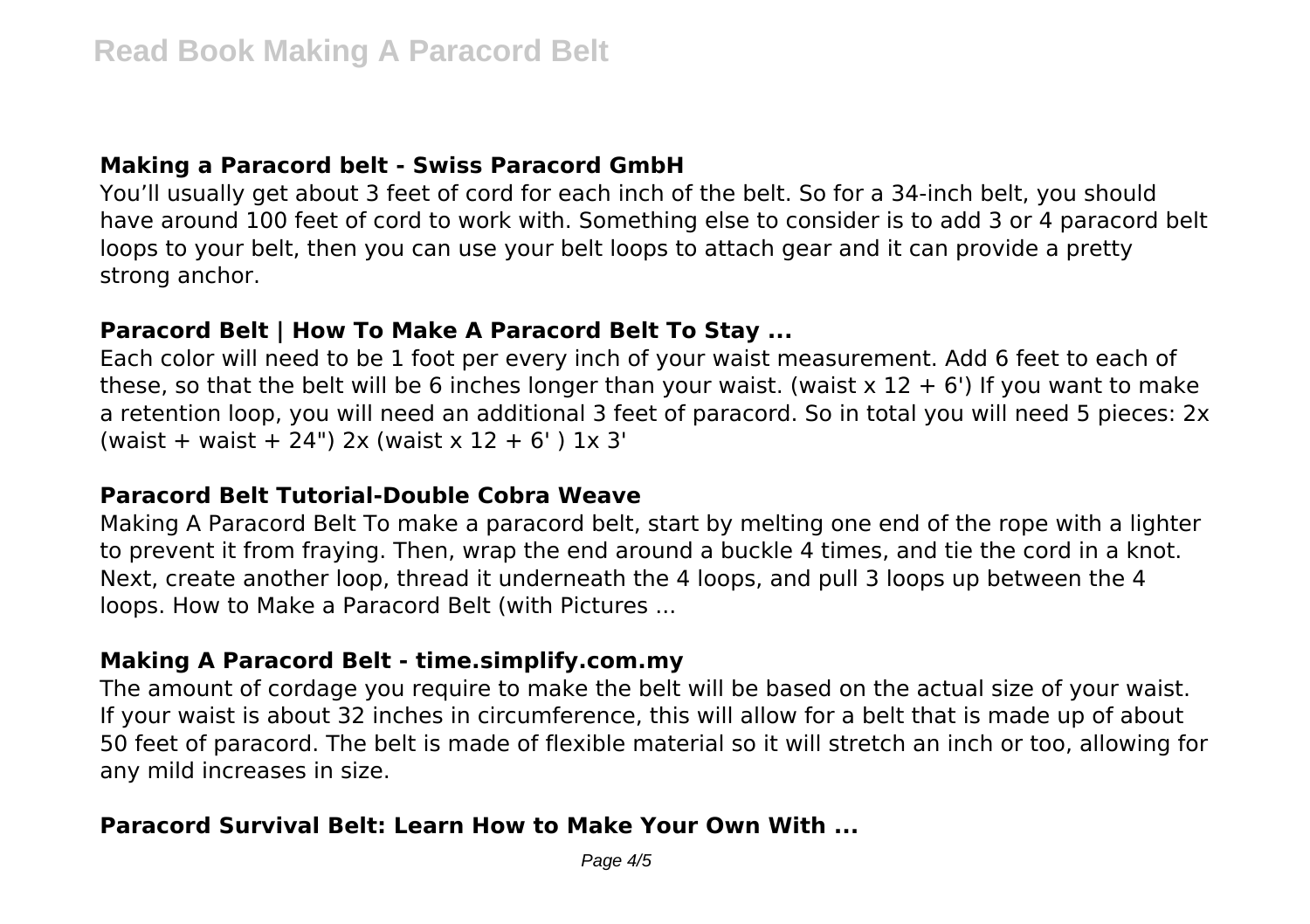### Making a Paracord belt - Swiss Paracord GmbH

You'll usually get about 3 feet of cord for each inch of the belt. So for a 34-inch belt, you should have around 100 feet of cord to work with. Something else to consider is to add 3 or 4 paracord belt loops to your belt, then you can use your belt loops to attach gear and it can provide a pretty strong anchor.

### Paracord Belt | How To Make A Paracord Belt To Stay ...

Each color will need to be 1 foot per every inch of your waist measurement. Add 6 feet to each of these, so that the belt will be 6 inches longer than your waist. (waist x 12 + 6') If you want to make a retention loop, you will need an additional 3 feet of paracord. So in total you will need 5 pieces: 2x (waist + waist + 24") 2x (waist x 12 + 6' ) 1x 3'

### Paracord Belt Tutorial-Double Cobra Weave

Making A Paracord Belt To make a paracord belt, start by melting one end of the rope with a lighter to prevent it from fraying. Then, wrap the end around a buckle 4 times, and tie the cord in a knot. Next, create another loop, thread it underneath the 4 loops, and pull 3 loops up between the 4 loops. How to Make a Paracord Belt (with Pictures ...

### Making A Paracord Belt - time.simplify.com.my

The amount of cordage you require to make the belt will be based on the actual size of your waist. If your waist is about 32 inches in circumference, this will allow for a belt that is made up of about 50 feet of paracord. The belt is made of flexible material so it will stretch an inch or too, allowing for any mild increases in size.

### Paracord Survival Belt: Learn How to Make Your Own With ...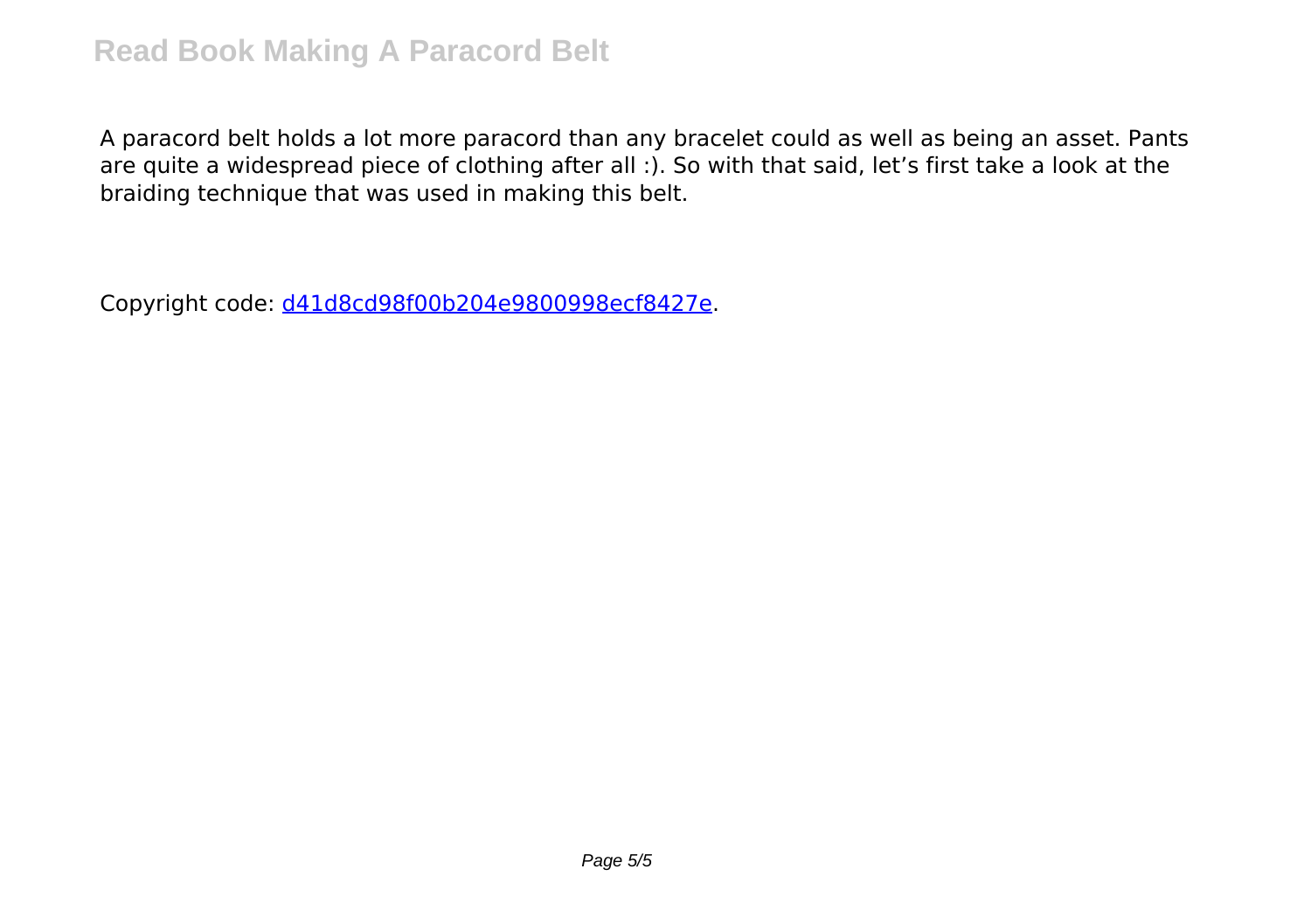A paracord belt holds a lot more paracord than any bracelet could as well as being an asset. Pants are quite a widespread piece of clothing after all :). So with that said, let’s first take a look at the braiding technique that was used in making this belt.

Copyright code: d41d8cd98f00b204e9800998ecf8427e.